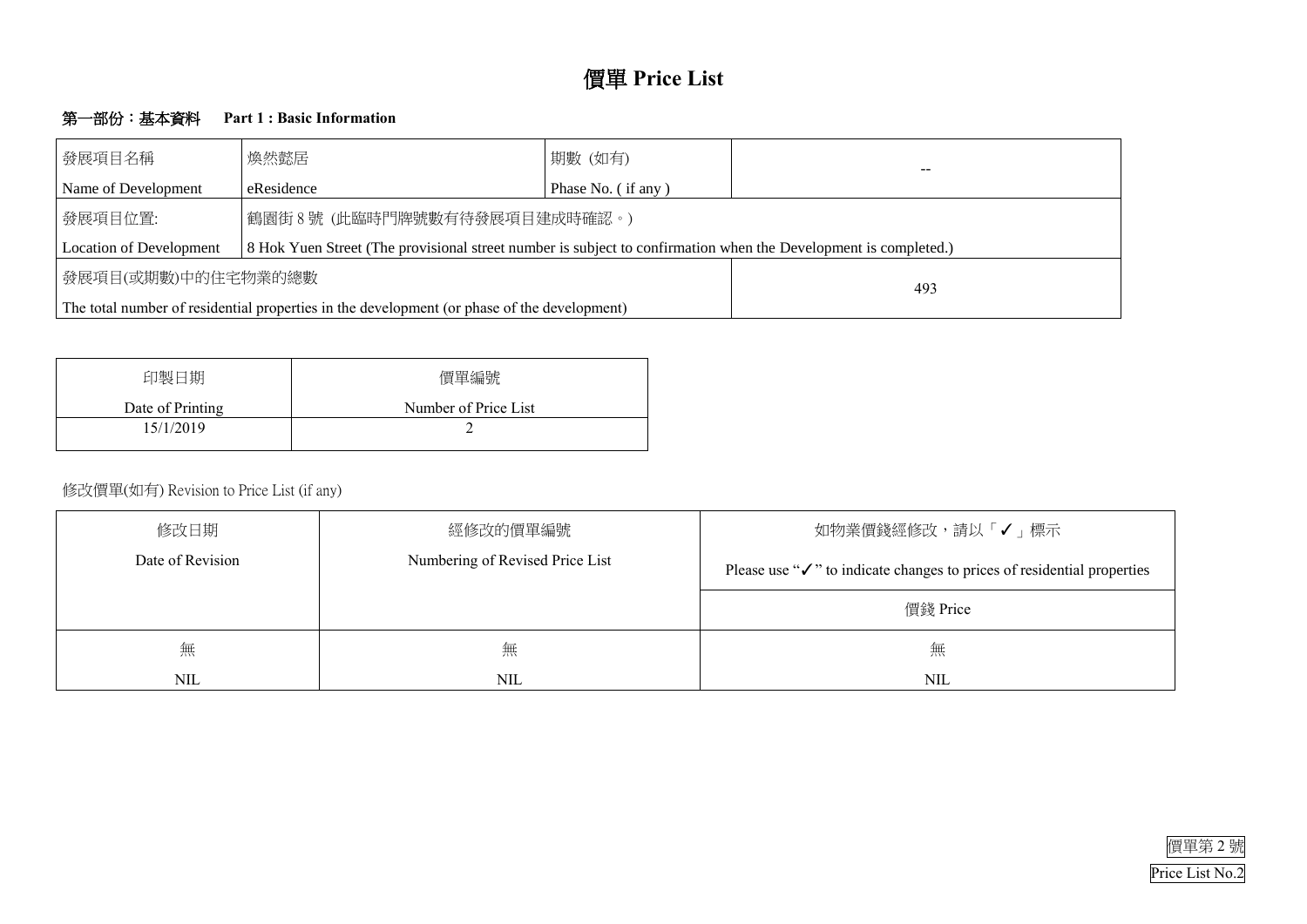# 價單 Price List

## 第一部份：基本資料　Part 1 : Basic Information

| 發展項目名稱<br>Name of Development | 煥然懿居<br>eResidence | 期數 (如有)<br>Phase No. ( if any ) | -- |
|---|---|---|---|
| 發展項目位置:<br>Location of Development | 鶴園街 8 號 (此臨時門牌號數有待發展項目建成時確認。)<br>8 Hok Yuen Street (The provisional street number is subject to confirmation when the Development is completed.) | | |
| 發展項目(或期數)中的住宅物業的總數<br>The total number of residential properties in the development (or phase of the development) | | | 493 |

| 印製日期<br>Date of Printing | 價單編號<br>Number of Price List |
|---|---|
| 15/1/2019 | 2 |

修改價單(如有) Revision to Price List (if any)

| 修改日期<br>Date of Revision | 經修改的價單編號<br>Numbering of Revised Price List | 如物業價錢經修改，請以「✓」標示<br>Please use "✓" to indicate changes to prices of residential properties |
|---|---|---|
| | | 價錢 Price |
| 無<br>NIL | 無<br>NIL | 無<br>NIL |

價單第 2 號
Price List No.2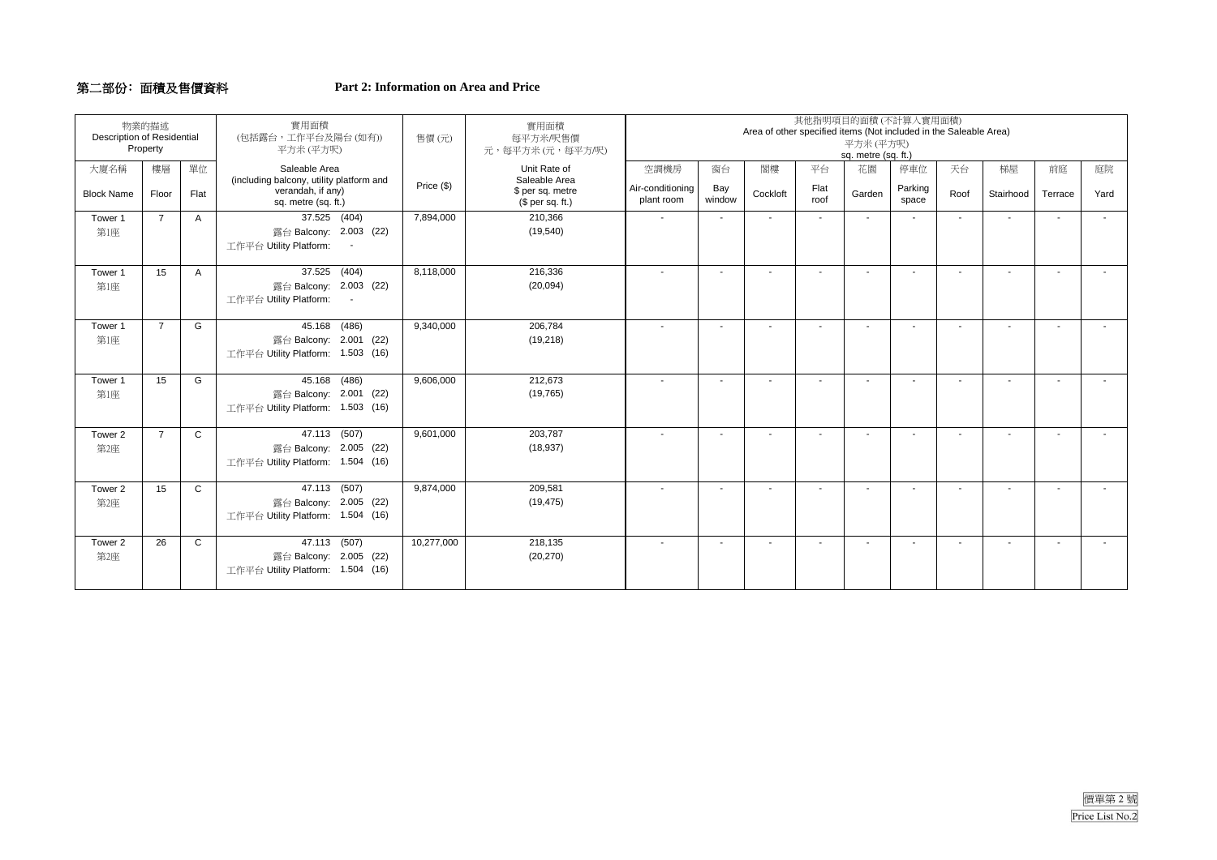## 第二部份：面積及售價資料　　　　Part 2: Information on Area and Price

| 物業的描述 Description of Residential Property | | | 實用面積 (包括露台，工作平台及陽台 (如有)) 平方米 (平方呎) | 售價 (元) | 實用面積 每平方米/呎售價 元，每平方米 (元，每平方呎) | 其他指明項目的面積 (不計算入實用面積) Area of other specified items (Not included in the Saleable Area) 平方米 (平方呎) sq. metre (sq. ft.) | | | | | | | | | |
|---|---|---|---|---|---|---|---|---|---|---|---|---|---|---|---|
| 大廈名稱 Block Name | 樓層 Floor | 單位 Flat | Saleable Area (including balcony, utility platform and verandah, if any) sq. metre (sq. ft.) | Price ($) | Unit Rate of Saleable Area $ per sq. metre ($ per sq. ft.) | 空調機房 Air-conditioning plant room | 窗台 Bay window | 閣樓 Cockloft | 平台 Flat roof | 花園 Garden | 停車位 Parking space | 天台 Roof | 梯屋 Stairhood | 前庭 Terrace | 庭院 Yard |
| Tower 1 第1座 | 7 | A | 37.525 (404) 露台 Balcony: 2.003 (22) 工作平台 Utility Platform: - | 7,894,000 | 210,366 (19,540) | - | - | - | - | - | - | - | - | - | - |
| Tower 1 第1座 | 15 | A | 37.525 (404) 露台 Balcony: 2.003 (22) 工作平台 Utility Platform: - | 8,118,000 | 216,336 (20,094) | - | - | - | - | - | - | - | - | - | - |
| Tower 1 第1座 | 7 | G | 45.168 (486) 露台 Balcony: 2.001 (22) 工作平台 Utility Platform: 1.503 (16) | 9,340,000 | 206,784 (19,218) | - | - | - | - | - | - | - | - | - | - |
| Tower 1 第1座 | 15 | G | 45.168 (486) 露台 Balcony: 2.001 (22) 工作平台 Utility Platform: 1.503 (16) | 9,606,000 | 212,673 (19,765) | - | - | - | - | - | - | - | - | - | - |
| Tower 2 第2座 | 7 | C | 47.113 (507) 露台 Balcony: 2.005 (22) 工作平台 Utility Platform: 1.504 (16) | 9,601,000 | 203,787 (18,937) | - | - | - | - | - | - | - | - | - | - |
| Tower 2 第2座 | 15 | C | 47.113 (507) 露台 Balcony: 2.005 (22) 工作平台 Utility Platform: 1.504 (16) | 9,874,000 | 209,581 (19,475) | - | - | - | - | - | - | - | - | - | - |
| Tower 2 第2座 | 26 | C | 47.113 (507) 露台 Balcony: 2.005 (22) 工作平台 Utility Platform: 1.504 (16) | 10,277,000 | 218,135 (20,270) | - | - | - | - | - | - | - | - | - | - |

價單第 2 號
Price List No.2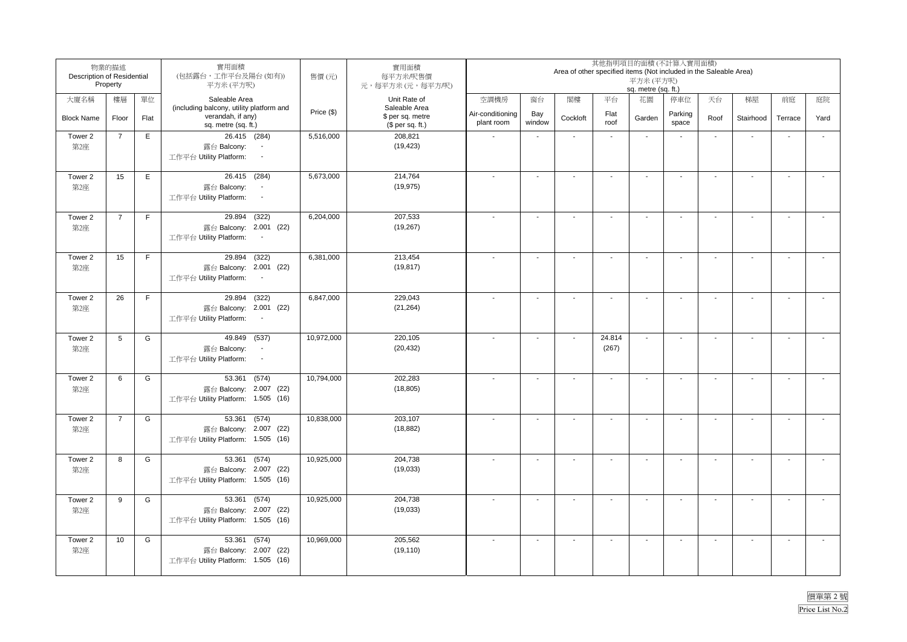| 物業的描述 Description of Residential Property | | | 實用面積 (包括露台，工作平台及陽台 (如有)) 平方米 (平方呎) | 售價 (元) | 實用面積 每平方米/呎售價 元，每平方米 (元，每平方/呎) | 其他指明項目的面積 (不計算入實用面積) Area of other specified items (Not included in the Saleable Area) 平方米 (平方呎) sq. metre (sq. ft.) | | | | | | | | | |
|---|---|---|---|---|---|---|---|---|---|---|---|---|---|---|---|
| 大廈名稱 Block Name | 樓層 Floor | 單位 Flat | Saleable Area (including balcony, utility platform and verandah, if any) sq. metre (sq. ft.) | Price ($) | Unit Rate of Saleable Area $ per sq. metre ($ per sq. ft.) | 空調機房 Air-conditioning plant room | 窗台 Bay window | 閣樓 Cockloft | 平台 Flat roof | 花園 Garden | 停車位 Parking space | 天台 Roof | 梯屋 Stairhood | 前庭 Terrace | 庭院 Yard |
| Tower 2 第2座 | 7 | E | 26.415 (284) 露台 Balcony: - 工作平台 Utility Platform: - | 5,516,000 | 208,821 (19,423) | - | - | - | - | - | - | - | - | - | - |
| Tower 2 第2座 | 15 | E | 26.415 (284) 露台 Balcony: - 工作平台 Utility Platform: - | 5,673,000 | 214,764 (19,975) | - | - | - | - | - | - | - | - | - | - |
| Tower 2 第2座 | 7 | F | 29.894 (322) 露台 Balcony: 2.001 (22) 工作平台 Utility Platform: - | 6,204,000 | 207,533 (19,267) | - | - | - | - | - | - | - | - | - | - |
| Tower 2 第2座 | 15 | F | 29.894 (322) 露台 Balcony: 2.001 (22) 工作平台 Utility Platform: - | 6,381,000 | 213,454 (19,817) | - | - | - | - | - | - | - | - | - | - |
| Tower 2 第2座 | 26 | F | 29.894 (322) 露台 Balcony: 2.001 (22) 工作平台 Utility Platform: - | 6,847,000 | 229,043 (21,264) | - | - | - | - | - | - | - | - | - | - |
| Tower 2 第2座 | 5 | G | 49.849 (537) 露台 Balcony: - 工作平台 Utility Platform: - | 10,972,000 | 220,105 (20,432) | - | - | - | 24.814 (267) | - | - | - | - | - | - |
| Tower 2 第2座 | 6 | G | 53.361 (574) 露台 Balcony: 2.007 (22) 工作平台 Utility Platform: 1.505 (16) | 10,794,000 | 202,283 (18,805) | - | - | - | - | - | - | - | - | - | - |
| Tower 2 第2座 | 7 | G | 53.361 (574) 露台 Balcony: 2.007 (22) 工作平台 Utility Platform: 1.505 (16) | 10,838,000 | 203,107 (18,882) | - | - | - | - | - | - | - | - | - | - |
| Tower 2 第2座 | 8 | G | 53.361 (574) 露台 Balcony: 2.007 (22) 工作平台 Utility Platform: 1.505 (16) | 10,925,000 | 204,738 (19,033) | - | - | - | - | - | - | - | - | - | - |
| Tower 2 第2座 | 9 | G | 53.361 (574) 露台 Balcony: 2.007 (22) 工作平台 Utility Platform: 1.505 (16) | 10,925,000 | 204,738 (19,033) | - | - | - | - | - | - | - | - | - | - |
| Tower 2 第2座 | 10 | G | 53.361 (574) 露台 Balcony: 2.007 (22) 工作平台 Utility Platform: 1.505 (16) | 10,969,000 | 205,562 (19,110) | - | - | - | - | - | - | - | - | - | - |

價單第 2 號
Price List No.2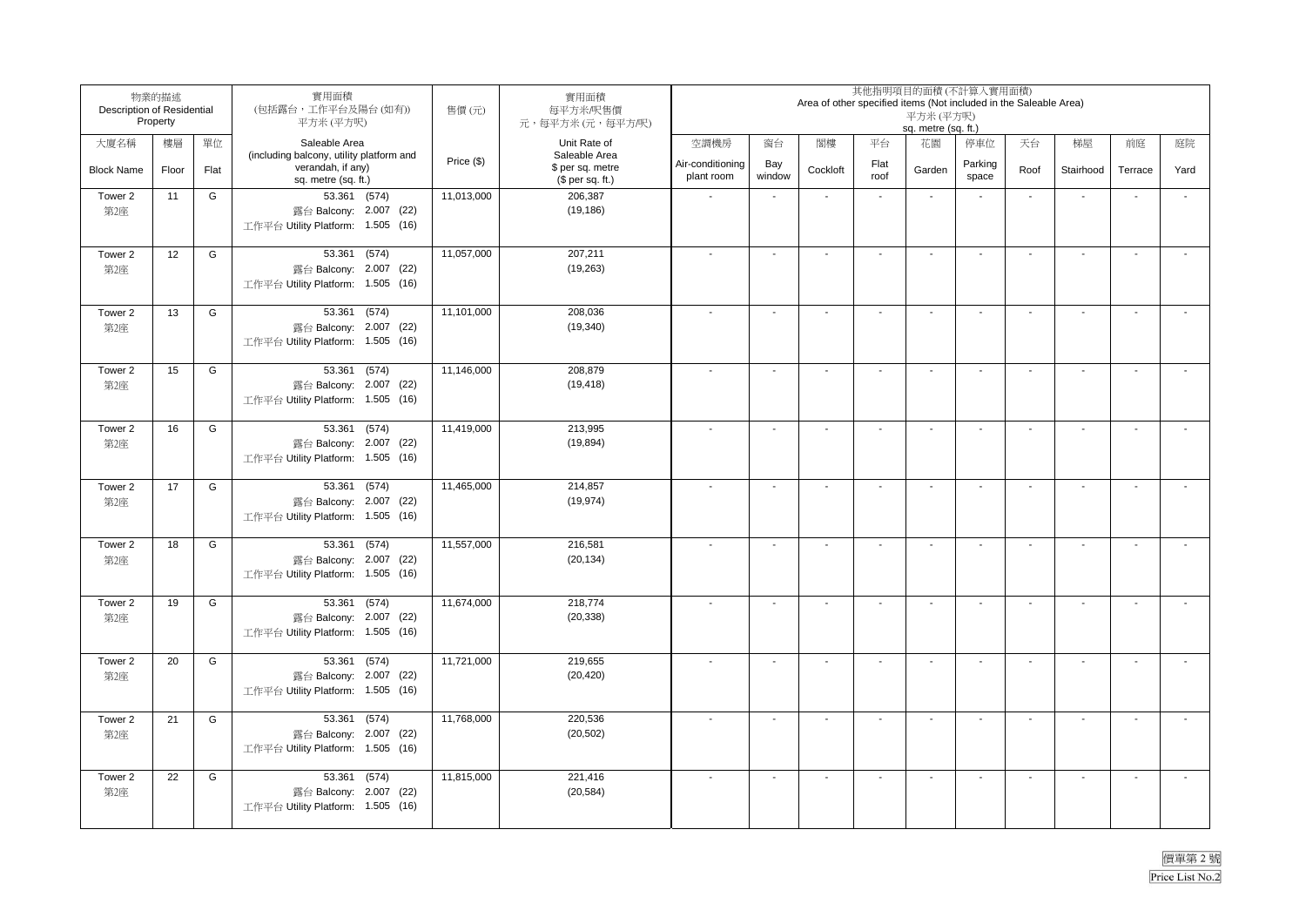| 物業的描述 Description of Residential Property | | | 實用面積 (包括露台，工作平台及陽台 (如有)) 平方米 (平方呎) | 售價 (元) | 實用面積 每平方米/呎售價 元，每平方米 (元，每平方呎) | 其他指明項目的面積 (不計算入實用面積) Area of other specified items (Not included in the Saleable Area) 平方米 (平方呎) sq. metre (sq. ft.) | | | | | | | | | |
|---|---|---|---|---|---|---|---|---|---|---|---|---|---|---|---|
| 大廈名稱 Block Name | 樓層 Floor | 單位 Flat | Saleable Area (including balcony, utility platform and verandah, if any) sq. metre (sq. ft.) | Price ($) | Unit Rate of Saleable Area $ per sq. metre ($ per sq. ft.) | 空調機房 Air-conditioning plant room | 窗台 Bay window | 閣樓 Cockloft | 平台 Flat roof | 花園 Garden | 停車位 Parking space | 天台 Roof | 梯屋 Stairhood | 前庭 Terrace | 庭院 Yard |
| Tower 2 第2座 | 11 | G | 53.361 (574) 露台 Balcony: 2.007 (22) 工作平台 Utility Platform: 1.505 (16) | 11,013,000 | 206,387 (19,186) | - | - | - | - | - | - | - | - | - | - |
| Tower 2 第2座 | 12 | G | 53.361 (574) 露台 Balcony: 2.007 (22) 工作平台 Utility Platform: 1.505 (16) | 11,057,000 | 207,211 (19,263) | - | - | - | - | - | - | - | - | - | - |
| Tower 2 第2座 | 13 | G | 53.361 (574) 露台 Balcony: 2.007 (22) 工作平台 Utility Platform: 1.505 (16) | 11,101,000 | 208,036 (19,340) | - | - | - | - | - | - | - | - | - | - |
| Tower 2 第2座 | 15 | G | 53.361 (574) 露台 Balcony: 2.007 (22) 工作平台 Utility Platform: 1.505 (16) | 11,146,000 | 208,879 (19,418) | - | - | - | - | - | - | - | - | - | - |
| Tower 2 第2座 | 16 | G | 53.361 (574) 露台 Balcony: 2.007 (22) 工作平台 Utility Platform: 1.505 (16) | 11,419,000 | 213,995 (19,894) | - | - | - | - | - | - | - | - | - | - |
| Tower 2 第2座 | 17 | G | 53.361 (574) 露台 Balcony: 2.007 (22) 工作平台 Utility Platform: 1.505 (16) | 11,465,000 | 214,857 (19,974) | - | - | - | - | - | - | - | - | - | - |
| Tower 2 第2座 | 18 | G | 53.361 (574) 露台 Balcony: 2.007 (22) 工作平台 Utility Platform: 1.505 (16) | 11,557,000 | 216,581 (20,134) | - | - | - | - | - | - | - | - | - | - |
| Tower 2 第2座 | 19 | G | 53.361 (574) 露台 Balcony: 2.007 (22) 工作平台 Utility Platform: 1.505 (16) | 11,674,000 | 218,774 (20,338) | - | - | - | - | - | - | - | - | - | - |
| Tower 2 第2座 | 20 | G | 53.361 (574) 露台 Balcony: 2.007 (22) 工作平台 Utility Platform: 1.505 (16) | 11,721,000 | 219,655 (20,420) | - | - | - | - | - | - | - | - | - | - |
| Tower 2 第2座 | 21 | G | 53.361 (574) 露台 Balcony: 2.007 (22) 工作平台 Utility Platform: 1.505 (16) | 11,768,000 | 220,536 (20,502) | - | - | - | - | - | - | - | - | - | - |
| Tower 2 第2座 | 22 | G | 53.361 (574) 露台 Balcony: 2.007 (22) 工作平台 Utility Platform: 1.505 (16) | 11,815,000 | 221,416 (20,584) | - | - | - | - | - | - | - | - | - | - |

價單第 2 號
Price List No.2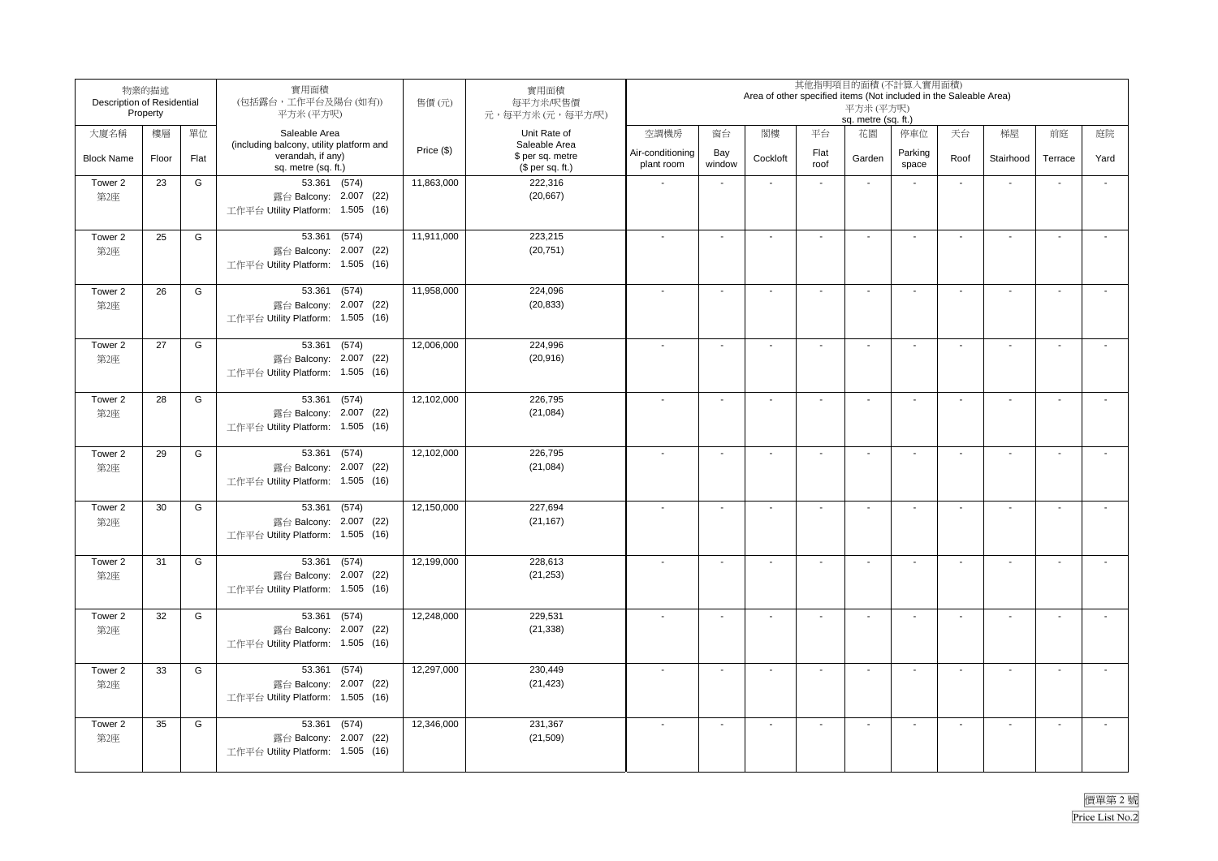| 物業的描述 Description of Residential Property | | | 實用面積 (包括露台，工作平台及陽台 (如有)) 平方米 (平方呎) | 售價 (元) | 實用面積 每平方米/呎售價 元，每平方米 (元，每平方/呎) | 其他指明項目的面積 (不計算入實用面積) Area of other specified items (Not included in the Saleable Area) 平方米 (平方呎) sq. metre (sq. ft.) | | | | | | | | | |
|---|---|---|---|---|---|---|---|---|---|---|---|---|---|---|---|
| 大廈名稱 Block Name | 樓層 Floor | 單位 Flat | Saleable Area (including balcony, utility platform and verandah, if any) sq. metre (sq. ft.) | Price ($) | Unit Rate of Saleable Area $ per sq. metre ($ per sq. ft.) | 空調機房 Air-conditioning plant room | 窗台 Bay window | 閣樓 Cockloft | 平台 Flat roof | 花園 Garden | 停車位 Parking space | 天台 Roof | 梯屋 Stairhood | 前庭 Terrace | 庭院 Yard |
| Tower 2 第2座 | 23 | G | 53.361 (574) 露台 Balcony: 2.007 (22) 工作平台 Utility Platform: 1.505 (16) | 11,863,000 | 222,316 (20,667) | - | - | - | - | - | - | - | - | - | - |
| Tower 2 第2座 | 25 | G | 53.361 (574) 露台 Balcony: 2.007 (22) 工作平台 Utility Platform: 1.505 (16) | 11,911,000 | 223,215 (20,751) | - | - | - | - | - | - | - | - | - | - |
| Tower 2 第2座 | 26 | G | 53.361 (574) 露台 Balcony: 2.007 (22) 工作平台 Utility Platform: 1.505 (16) | 11,958,000 | 224,096 (20,833) | - | - | - | - | - | - | - | - | - | - |
| Tower 2 第2座 | 27 | G | 53.361 (574) 露台 Balcony: 2.007 (22) 工作平台 Utility Platform: 1.505 (16) | 12,006,000 | 224,996 (20,916) | - | - | - | - | - | - | - | - | - | - |
| Tower 2 第2座 | 28 | G | 53.361 (574) 露台 Balcony: 2.007 (22) 工作平台 Utility Platform: 1.505 (16) | 12,102,000 | 226,795 (21,084) | - | - | - | - | - | - | - | - | - | - |
| Tower 2 第2座 | 29 | G | 53.361 (574) 露台 Balcony: 2.007 (22) 工作平台 Utility Platform: 1.505 (16) | 12,102,000 | 226,795 (21,084) | - | - | - | - | - | - | - | - | - | - |
| Tower 2 第2座 | 30 | G | 53.361 (574) 露台 Balcony: 2.007 (22) 工作平台 Utility Platform: 1.505 (16) | 12,150,000 | 227,694 (21,167) | - | - | - | - | - | - | - | - | - | - |
| Tower 2 第2座 | 31 | G | 53.361 (574) 露台 Balcony: 2.007 (22) 工作平台 Utility Platform: 1.505 (16) | 12,199,000 | 228,613 (21,253) | - | - | - | - | - | - | - | - | - | - |
| Tower 2 第2座 | 32 | G | 53.361 (574) 露台 Balcony: 2.007 (22) 工作平台 Utility Platform: 1.505 (16) | 12,248,000 | 229,531 (21,338) | - | - | - | - | - | - | - | - | - | - |
| Tower 2 第2座 | 33 | G | 53.361 (574) 露台 Balcony: 2.007 (22) 工作平台 Utility Platform: 1.505 (16) | 12,297,000 | 230,449 (21,423) | - | - | - | - | - | - | - | - | - | - |
| Tower 2 第2座 | 35 | G | 53.361 (574) 露台 Balcony: 2.007 (22) 工作平台 Utility Platform: 1.505 (16) | 12,346,000 | 231,367 (21,509) | - | - | - | - | - | - | - | - | - | - |

價單第 2 號
Price List No.2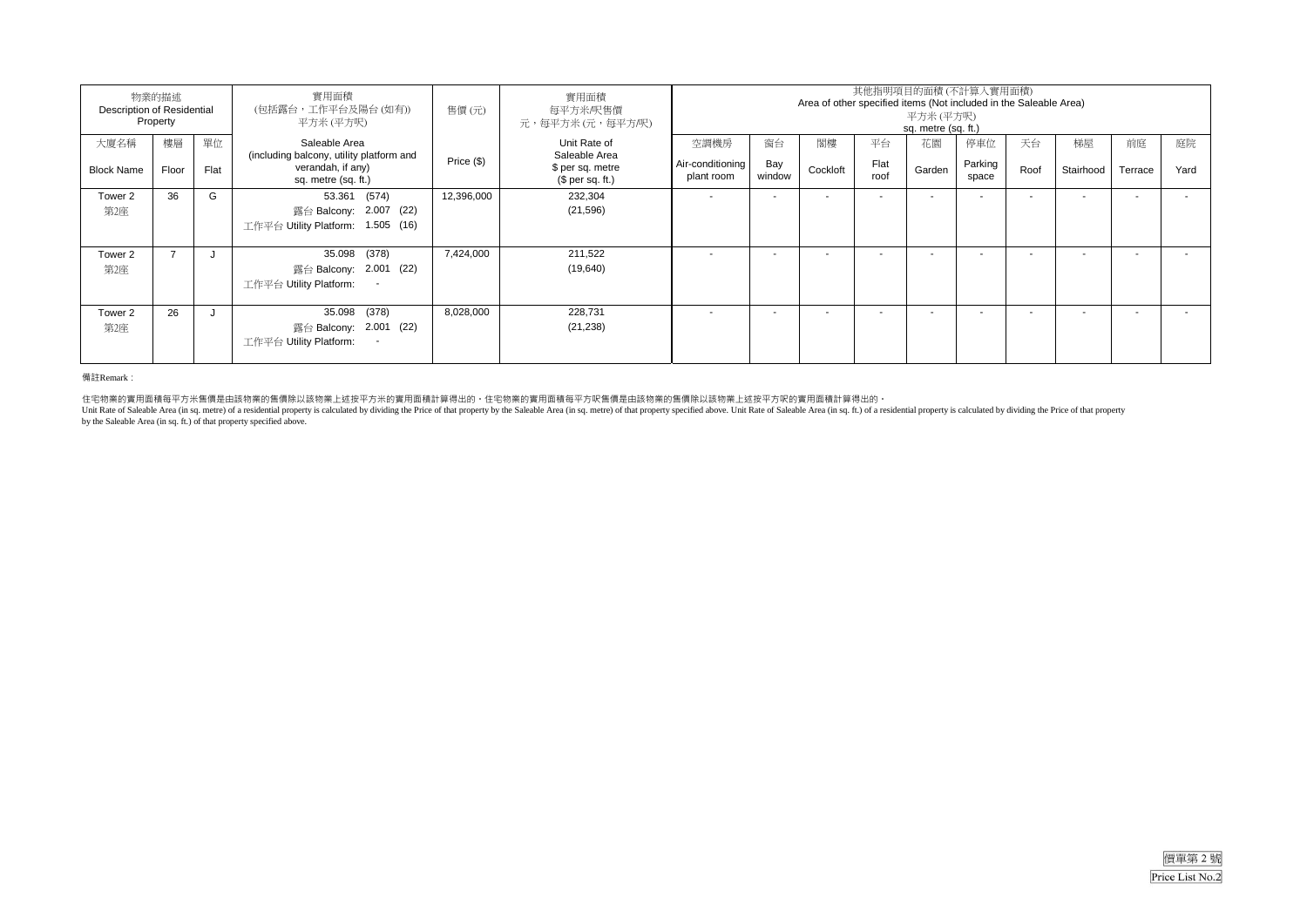| 物業的描述 Description of Residential Property | | | 實用面積 (包括露台，工作平台及陽台 (如有)) 平方米 (平方呎) | 售價 (元) | 實用面積 每平方米/呎售價 元，每平方米 (元，每平方/呎) | 其他指明項目的面積 (不計算入實用面積) Area of other specified items (Not included in the Saleable Area) 平方米 (平方呎) sq. metre (sq. ft.) | | | | | | | | | |
|---|---|---|---|---|---|---|---|---|---|---|---|---|---|---|---|
| 大廈名稱 Block Name | 樓層 Floor | 單位 Flat | Saleable Area (including balcony, utility platform and verandah, if any) sq. metre (sq. ft.) | Price ($) | Unit Rate of Saleable Area $ per sq. metre ($ per sq. ft.) | 空調機房 Air-conditioning plant room | 窗台 Bay window | 閣樓 Cockloft | 平台 Flat roof | 花園 Garden | 停車位 Parking space | 天台 Roof | 梯屋 Stairhood | 前庭 Terrace | 庭院 Yard |
| Tower 2 第2座 | 36 | G | 53.361 (574) 露台 Balcony: 2.007 (22) 工作平台 Utility Platform: 1.505 (16) | 12,396,000 | 232,304 (21,596) | - | - | - | - | - | - | - | - | - | - |
| Tower 2 第2座 | 7 | J | 35.098 (378) 露台 Balcony: 2.001 (22) 工作平台 Utility Platform: - | 7,424,000 | 211,522 (19,640) | - | - | - | - | - | - | - | - | - | - |
| Tower 2 第2座 | 26 | J | 35.098 (378) 露台 Balcony: 2.001 (22) 工作平台 Utility Platform: - | 8,028,000 | 228,731 (21,238) | - | - | - | - | - | - | - | - | - | - |

備註Remark：

住宅物業的實用面積每平方米售價是由該物業的售價除以該物業上述按平方米的實用面積計算得出的。住宅物業的實用面積每平方呎售價是由該物業的售價除以該物業上述按平方呎的實用面積計算得出的。

Unit Rate of Saleable Area (in sq. metre) of a residential property is calculated by dividing the Price of that property by the Saleable Area (in sq. metre) of that property specified above. Unit Rate of Saleable Area (in sq. ft.) of a residential property is calculated by dividing the Price of that property by the Saleable Area (in sq. ft.) of that property specified above.

價單第 2 號
Price List No.2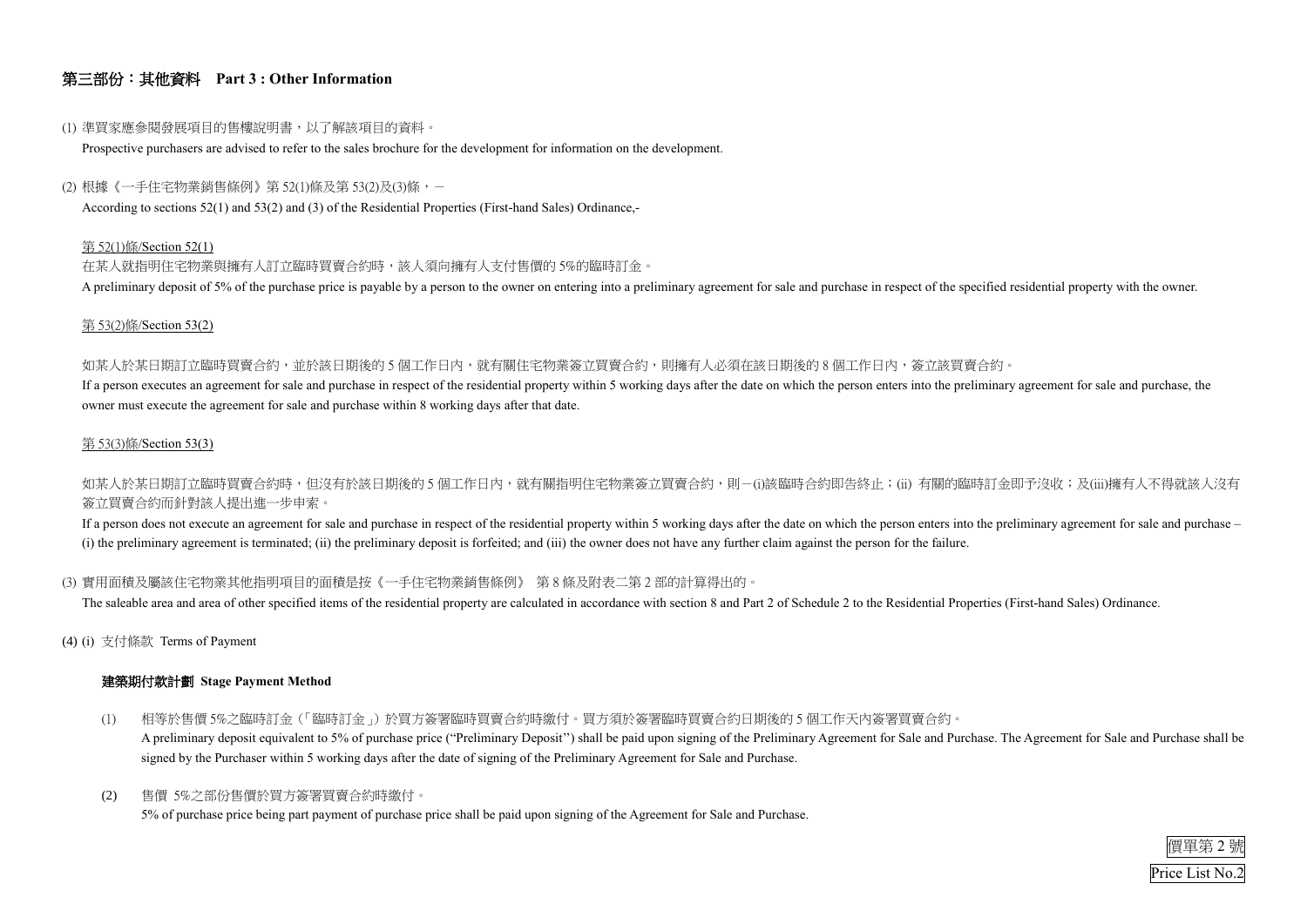## 第三部份：其他資料 Part 3 : Other Information

(1) 準買家應參閱發展項目的售樓說明書，以了解該項目的資料。

Prospective purchasers are advised to refer to the sales brochure for the development for information on the development.

(2) 根據《一手住宅物業銷售條例》第 52(1)條及第 53(2)及(3)條，－

According to sections 52(1) and 53(2) and (3) of the Residential Properties (First-hand Sales) Ordinance,-

第 52(1)條/Section 52(1)

在某人就指明住宅物業與擁有人訂立臨時買賣合約時，該人須向擁有人支付售價的 5%的臨時訂金。

A preliminary deposit of 5% of the purchase price is payable by a person to the owner on entering into a preliminary agreement for sale and purchase in respect of the specified residential property with the owner.

第 53(2)條/Section 53(2)

如某人於某日期訂立臨時買賣合約，並於該日期後的 5 個工作日內，就有關住宅物業簽立買賣合約，則擁有人必須在該日期後的 8 個工作日內，簽立該買賣合約。

If a person executes an agreement for sale and purchase in respect of the residential property within 5 working days after the date on which the person enters into the preliminary agreement for sale and purchase, the owner must execute the agreement for sale and purchase within 8 working days after that date.

第 53(3)條/Section 53(3)

如某人於某日期訂立臨時買賣合約時，但沒有於該日期後的 5 個工作日內，就有關指明住宅物業簽立買賣合約，則－(i)該臨時合約即告終止；(ii) 有關的臨時訂金即予沒收；及(iii)擁有人不得就該人沒有簽立買賣合約而針對該人提出進一步申索。

If a person does not execute an agreement for sale and purchase in respect of the residential property within 5 working days after the date on which the person enters into the preliminary agreement for sale and purchase – (i) the preliminary agreement is terminated; (ii) the preliminary deposit is forfeited; and (iii) the owner does not have any further claim against the person for the failure.

(3) 實用面積及屬該住宅物業其他指明項目的面積是按《一手住宅物業銷售條例》 第 8 條及附表二第 2 部的計算得出的。

The saleable area and area of other specified items of the residential property are calculated in accordance with section 8 and Part 2 of Schedule 2 to the Residential Properties (First-hand Sales) Ordinance.

(4) (i) 支付條款 Terms of Payment

**建築期付款計劃 Stage Payment Method**

(1) 相等於售價 5%之臨時訂金（「臨時訂金」）於買方簽署臨時買賣合約時繳付。買方須於簽署臨時買賣合約日期後的 5 個工作天內簽署買賣合約。

A preliminary deposit equivalent to 5% of purchase price ("Preliminary Deposit") shall be paid upon signing of the Preliminary Agreement for Sale and Purchase. The Agreement for Sale and Purchase shall be signed by the Purchaser within 5 working days after the date of signing of the Preliminary Agreement for Sale and Purchase.

(2) 售價 5%之部份售價於買方簽署買賣合約時繳付。

5% of purchase price being part payment of purchase price shall be paid upon signing of the Agreement for Sale and Purchase.

價單第 2 號

Price List No.2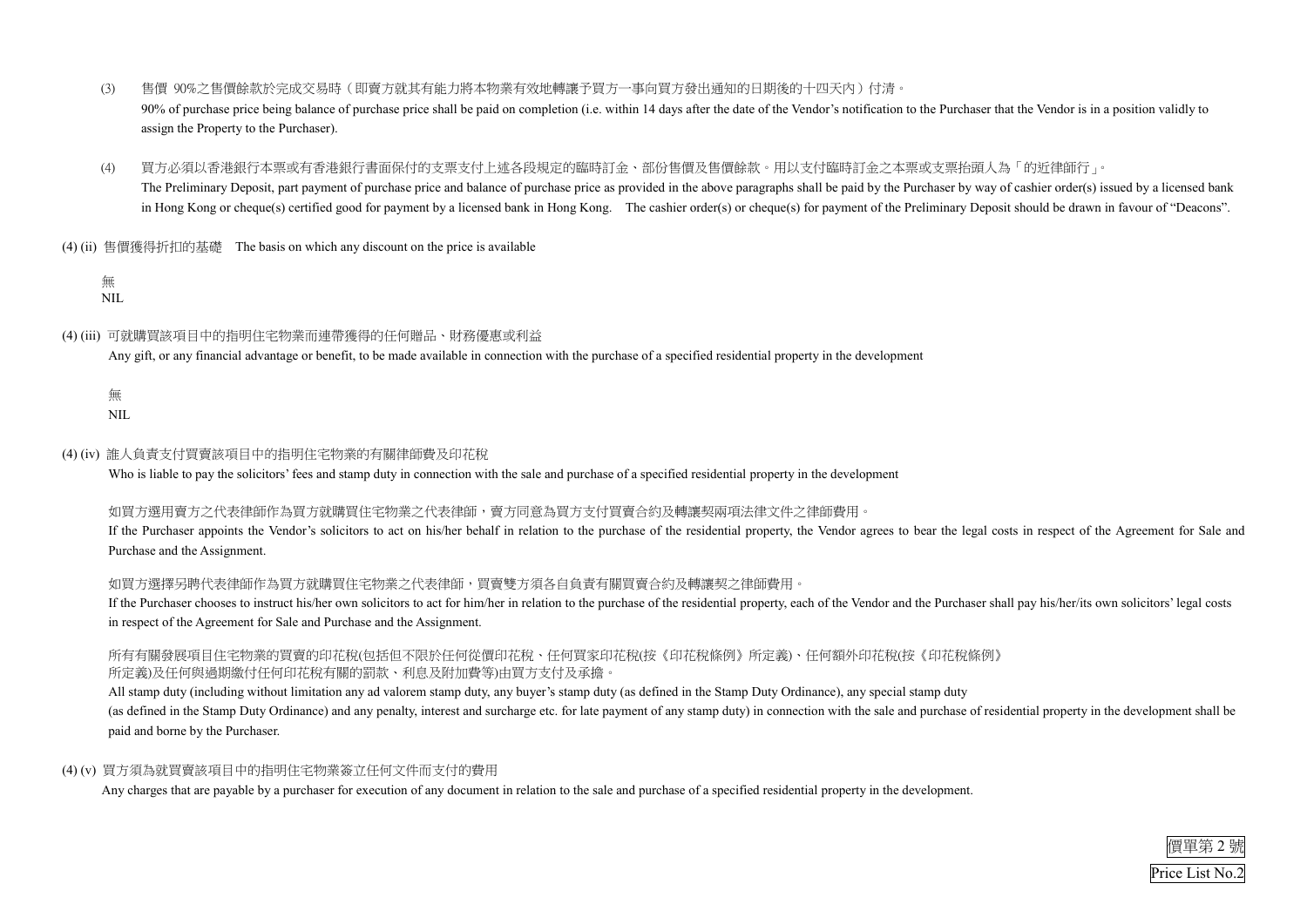(3) 售價 90%之售價餘款於完成交易時（即賣方就其有能力將本物業有效地轉讓予買方一事向買方發出通知的日期後的十四天內）付清。
90% of purchase price being balance of purchase price shall be paid on completion (i.e. within 14 days after the date of the Vendor's notification to the Purchaser that the Vendor is in a position validly to assign the Property to the Purchaser).

(4) 買方必須以香港銀行本票或有香港銀行書面保付的支票支付上述各段規定的臨時訂金、部份售價及售價餘款。用以支付臨時訂金之本票或支票抬頭人為「的近律師行」。
The Preliminary Deposit, part payment of purchase price and balance of purchase price as provided in the above paragraphs shall be paid by the Purchaser by way of cashier order(s) issued by a licensed bank in Hong Kong or cheque(s) certified good for payment by a licensed bank in Hong Kong. The cashier order(s) or cheque(s) for payment of the Preliminary Deposit should be drawn in favour of "Deacons".

(4) (ii) 售價獲得折扣的基礎 The basis on which any discount on the price is available

無
NIL

(4) (iii) 可就購買該項目中的指明住宅物業而連帶獲得的任何贈品、財務優惠或利益
Any gift, or any financial advantage or benefit, to be made available in connection with the purchase of a specified residential property in the development

無
NIL

(4) (iv) 誰人負責支付買賣該項目中的指明住宅物業的有關律師費及印花稅
Who is liable to pay the solicitors' fees and stamp duty in connection with the sale and purchase of a specified residential property in the development

如買方選用賣方之代表律師作為買方就購買住宅物業之代表律師，賣方同意為買方支付買賣合約及轉讓契兩項法律文件之律師費用。
If the Purchaser appoints the Vendor's solicitors to act on his/her behalf in relation to the purchase of the residential property, the Vendor agrees to bear the legal costs in respect of the Agreement for Sale and Purchase and the Assignment.

如買方選擇另聘代表律師作為買方就購買住宅物業之代表律師，買賣雙方須各自負責有關買賣合約及轉讓契之律師費用。
If the Purchaser chooses to instruct his/her own solicitors to act for him/her in relation to the purchase of the residential property, each of the Vendor and the Purchaser shall pay his/her/its own solicitors' legal costs in respect of the Agreement for Sale and Purchase and the Assignment.

所有有關發展項目住宅物業的買賣的印花稅(包括但不限於任何從價印花稅、任何買家印花稅(按《印花稅條例》所定義)、任何額外印花稅(按《印花稅條例》所定義)及任何與過期繳付任何印花稅有關的罰款、利息及附加費等)由買方支付及承擔。
All stamp duty (including without limitation any ad valorem stamp duty, any buyer's stamp duty (as defined in the Stamp Duty Ordinance), any special stamp duty (as defined in the Stamp Duty Ordinance) and any penalty, interest and surcharge etc. for late payment of any stamp duty) in connection with the sale and purchase of residential property in the development shall be paid and borne by the Purchaser.

(4) (v) 買方須為就買賣該項目中的指明住宅物業簽立任何文件而支付的費用
Any charges that are payable by a purchaser for execution of any document in relation to the sale and purchase of a specified residential property in the development.

價單第 2 號
Price List No.2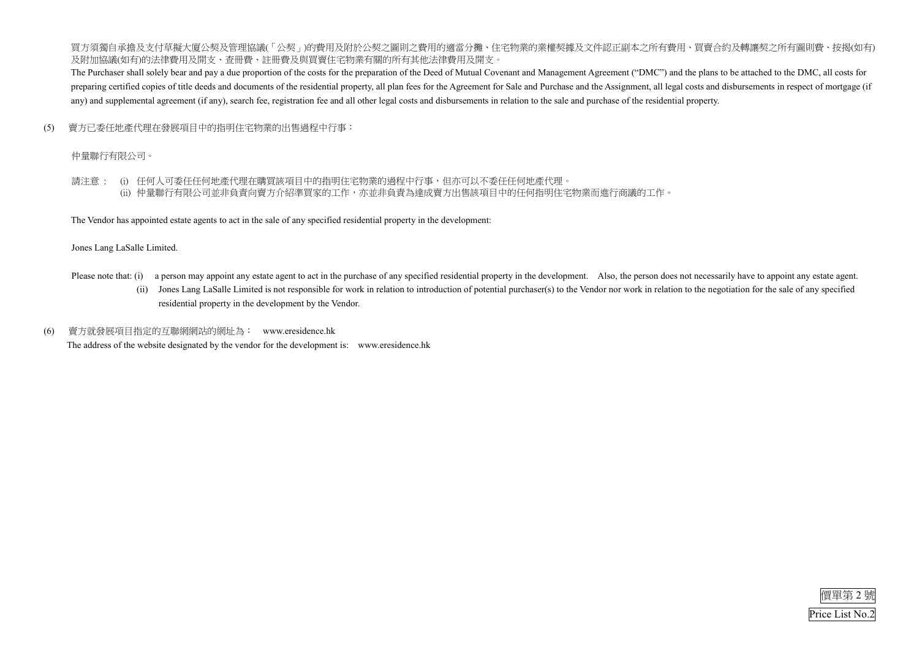買方須獨自承擔及支付草擬大廈公契及管理協議(「公契」)的費用及附於公契之圖則之費用的適當分攤、住宅物業的業權契據及文件認正副本之所有費用、買賣合約及轉讓契之所有圖則費、按揭(如有)及附加協議(如有)的法律費用及開支、查冊費、註冊費及與買賣住宅物業有關的所有其他法律費用及開支。

The Purchaser shall solely bear and pay a due proportion of the costs for the preparation of the Deed of Mutual Covenant and Management Agreement ("DMC") and the plans to be attached to the DMC, all costs for preparing certified copies of title deeds and documents of the residential property, all plan fees for the Agreement for Sale and Purchase and the Assignment, all legal costs and disbursements in respect of mortgage (if any) and supplemental agreement (if any), search fee, registration fee and all other legal costs and disbursements in relation to the sale and purchase of the residential property.

(5) 賣方已委任地產代理在發展項目中的指明住宅物業的出售過程中行事：

仲量聯行有限公司。

請注意： (i) 任何人可委任任何地產代理在購買該項目中的指明住宅物業的過程中行事，但亦可以不委任任何地產代理。
(ii) 仲量聯行有限公司並非負責向賣方介紹準買家的工作，亦並非負責為達成賣方出售該項目中的任何指明住宅物業而進行商議的工作。

The Vendor has appointed estate agents to act in the sale of any specified residential property in the development:

Jones Lang LaSalle Limited.

Please note that: (i) a person may appoint any estate agent to act in the purchase of any specified residential property in the development. Also, the person does not necessarily have to appoint any estate agent.
(ii) Jones Lang LaSalle Limited is not responsible for work in relation to introduction of potential purchaser(s) to the Vendor nor work in relation to the negotiation for the sale of any specified residential property in the development by the Vendor.

(6) 賣方就發展項目指定的互聯網網站的網址為： www.eresidence.hk

The address of the website designated by the vendor for the development is: www.eresidence.hk

價單第 2 號

Price List No.2